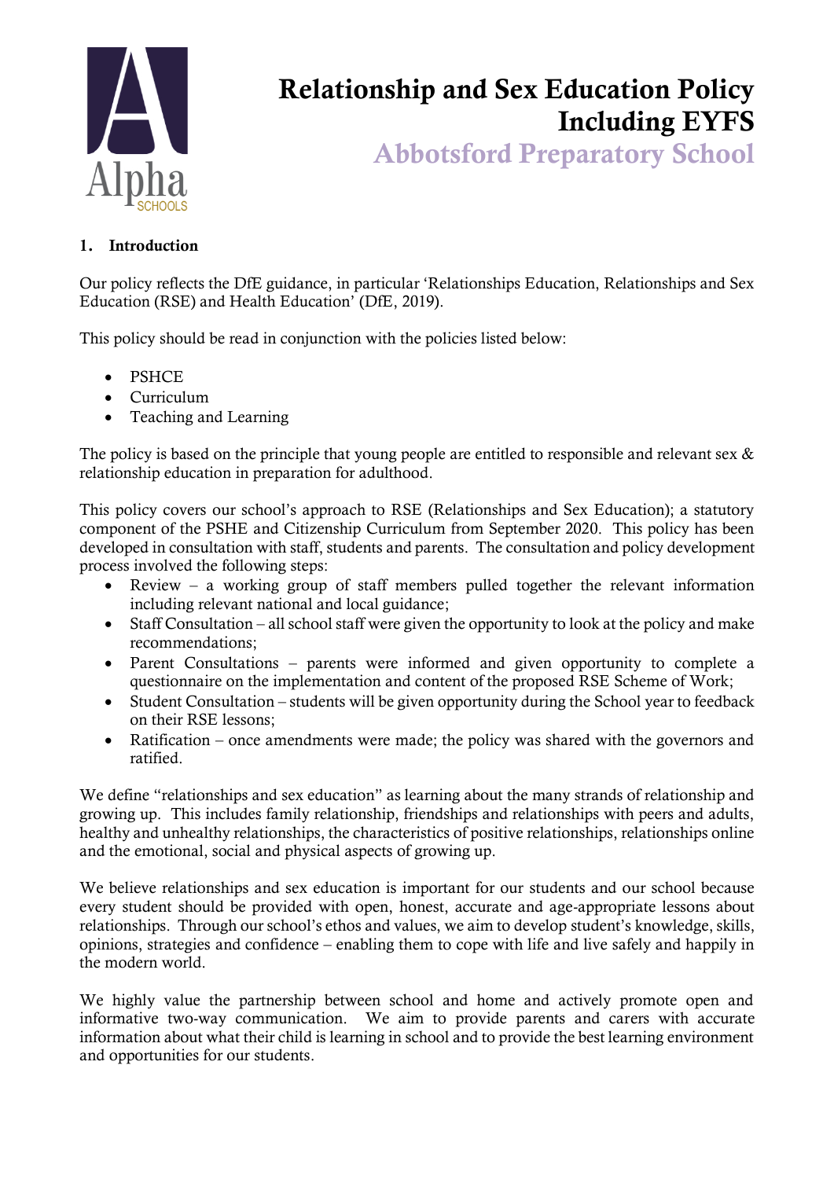# Relationship and Sex Education Policy Including EYFS

## Abbotsford Preparatory School

### 1. Introduction

Our policy reflects the DfE guidance, in particular 'Relationships Education, Relationships and Sex Education (RSE) and Health Education' (DfE, 2019).

This policy should be read in conjunction with the policies listed below:

- PSHCE
- Curriculum
- Teaching and Learning

The policy is based on the principle that young people are entitled to responsible and relevant sex & relationship education in preparation for adulthood.

This policy covers our school's approach to RSE (Relationships and Sex Education); a statutory component of the PSHE and Citizenship Curriculum from September 2020. This policy has been developed in consultation with staff, students and parents. The consultation and policy development process involved the following steps:

- Review – a working group of staff members pulled together the relevant information including relevant national and local guidance;
- Staff Consultation – all school staff were given the opportunity to look at the policy and make recommendations;
- Parent Consultations – parents were informed and given opportunity to complete a questionnaire on the implementation and content of the proposed RSE Scheme of Work;
- Student Consultation – students will be given opportunity during the School year to feedback on their RSE lessons;
- Ratification – once amendments were made; the policy was shared with the governors and ratified.

We define "relationships and sex education" as learning about the many strands of relationship and growing up. This includes family relationship, friendships and relationships with peers and adults, healthy and unhealthy relationships, the characteristics of positive relationships, relationships online and the emotional, social and physical aspects of growing up.

We believe relationships and sex education is important for our students and our school because every student should be provided with open, honest, accurate and age-appropriate lessons about relationships. Through our school's ethos and values, we aim to develop student's knowledge, skills, opinions, strategies and confidence – enabling them to cope with life and live safely and happily in the modern world.

We highly value the partnership between school and home and actively promote open and informative two-way communication. We aim to provide parents and carers with accurate information about what their child is learning in school and to provide the best learning environment and opportunities for our students.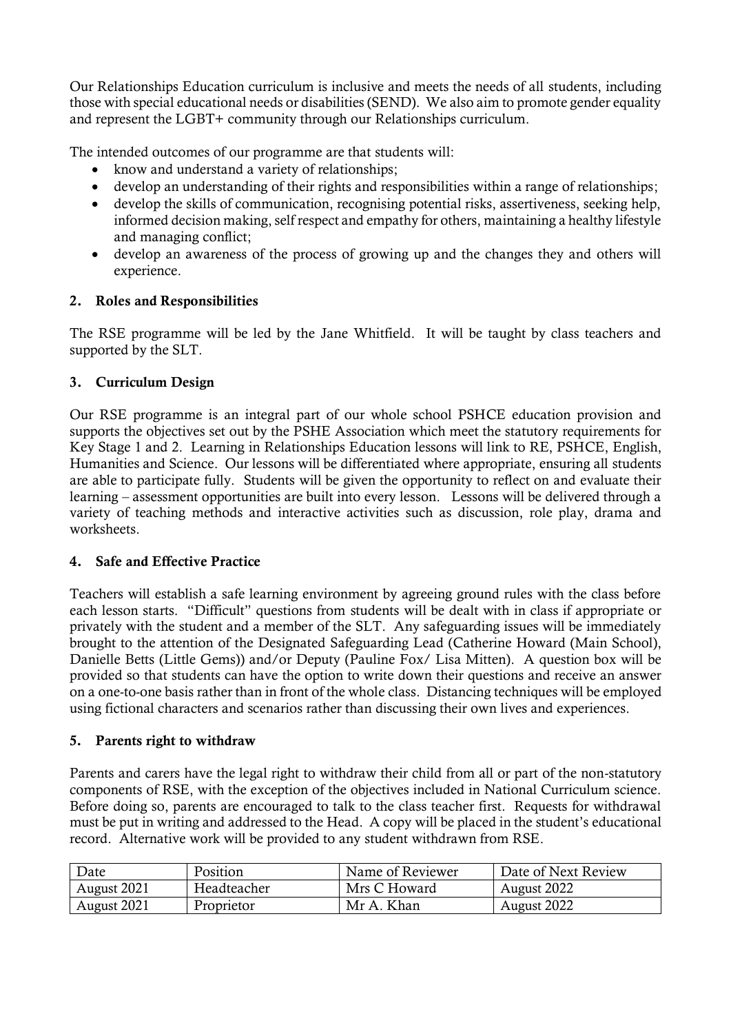Our Relationships Education curriculum is inclusive and meets the needs of all students, including those with special educational needs or disabilities (SEND). We also aim to promote gender equality and represent the LGBT+ community through our Relationships curriculum.

The intended outcomes of our programme are that students will:

- know and understand a variety of relationships;
- develop an understanding of their rights and responsibilities within a range of relationships;
- develop the skills of communication, recognising potential risks, assertiveness, seeking help, informed decision making, self respect and empathy for others, maintaining a healthy lifestyle and managing conflict;
- develop an awareness of the process of growing up and the changes they and others will experience.

## 2. Roles and Responsibilities

The RSE programme will be led by the Jane Whitfield. It will be taught by class teachers and supported by the SLT.

## 3. Curriculum Design

Our RSE programme is an integral part of our whole school PSHCE education provision and supports the objectives set out by the PSHE Association which meet the statutory requirements for Key Stage 1 and 2. Learning in Relationships Education lessons will link to RE, PSHCE, English, Humanities and Science. Our lessons will be differentiated where appropriate, ensuring all students are able to participate fully. Students will be given the opportunity to reflect on and evaluate their learning – assessment opportunities are built into every lesson. Lessons will be delivered through a variety of teaching methods and interactive activities such as discussion, role play, drama and worksheets.

## 4. Safe and Effective Practice

Teachers will establish a safe learning environment by agreeing ground rules with the class before each lesson starts. "Difficult" questions from students will be dealt with in class if appropriate or privately with the student and a member of the SLT. Any safeguarding issues will be immediately brought to the attention of the Designated Safeguarding Lead (Catherine Howard (Main School), Danielle Betts (Little Gems)) and/or Deputy (Pauline Fox/ Lisa Mitten). A question box will be provided so that students can have the option to write down their questions and receive an answer on a one-to-one basis rather than in front of the whole class. Distancing techniques will be employed using fictional characters and scenarios rather than discussing their own lives and experiences.

## 5. Parents right to withdraw

Parents and carers have the legal right to withdraw their child from all or part of the non-statutory components of RSE, with the exception of the objectives included in National Curriculum science. Before doing so, parents are encouraged to talk to the class teacher first. Requests for withdrawal must be put in writing and addressed to the Head. A copy will be placed in the student's educational record. Alternative work will be provided to any student withdrawn from RSE.

| Date | Position | Name of Reviewer | Date of Next Review |
|---|---|---|---|
| August 2021 | Headteacher | Mrs C Howard | August 2022 |
| August 2021 | Proprietor | Mr A. Khan | August 2022 |